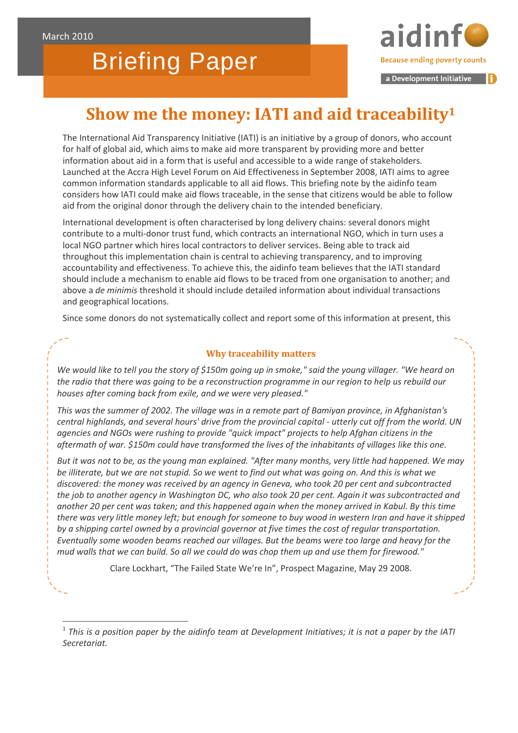March 2010

# Briefing Paper

aidinfo
Because ending poverty counts
a Development Initiative

## Show me the money: IATI and aid traceability[1]

The International Aid Transparency Initiative (IATI) is an initiative by a group of donors, who account for half of global aid, which aims to make aid more transparent by providing more and better information about aid in a form that is useful and accessible to a wide range of stakeholders. Launched at the Accra High Level Forum on Aid Effectiveness in September 2008, IATI aims to agree common information standards applicable to all aid flows. This briefing note by the aidinfo team considers how IATI could make aid flows traceable, in the sense that citizens would be able to follow aid from the original donor through the delivery chain to the intended beneficiary.

International development is often characterised by long delivery chains: several donors might contribute to a multi-donor trust fund, which contracts an international NGO, which in turn uses a local NGO partner which hires local contractors to deliver services. Being able to track aid throughout this implementation chain is central to achieving transparency, and to improving accountability and effectiveness. To achieve this, the aidinfo team believes that the IATI standard should include a mechanism to enable aid flows to be traced from one organisation to another; and above a *de minimis* threshold it should include detailed information about individual transactions and geographical locations.

Since some donors do not systematically collect and report some of this information at present, this

### Why traceability matters

*We would like to tell you the story of $150m going up in smoke," said the young villager. "We heard on the radio that there was going to be a reconstruction programme in our region to help us rebuild our houses after coming back from exile, and we were very pleased."*

*This was the summer of 2002. The village was in a remote part of Bamiyan province, in Afghanistan's central highlands, and several hours' drive from the provincial capital - utterly cut off from the world. UN agencies and NGOs were rushing to provide "quick impact" projects to help Afghan citizens in the aftermath of war. $150m could have transformed the lives of the inhabitants of villages like this one.*

*But it was not to be, as the young man explained. "After many months, very little had happened. We may be illiterate, but we are not stupid. So we went to find out what was going on. And this is what we discovered: the money was received by an agency in Geneva, who took 20 per cent and subcontracted the job to another agency in Washington DC, who also took 20 per cent. Again it was subcontracted and another 20 per cent was taken; and this happened again when the money arrived in Kabul. By this time there was very little money left; but enough for someone to buy wood in western Iran and have it shipped by a shipping cartel owned by a provincial governor at five times the cost of regular transportation. Eventually some wooden beams reached our villages. But the beams were too large and heavy for the mud walls that we can build. So all we could do was chop them up and use them for firewood."*

Clare Lockhart, "The Failed State We're In", Prospect Magazine, May 29 2008.

[1] *This is a position paper by the aidinfo team at Development Initiatives; it is not a paper by the IATI Secretariat.*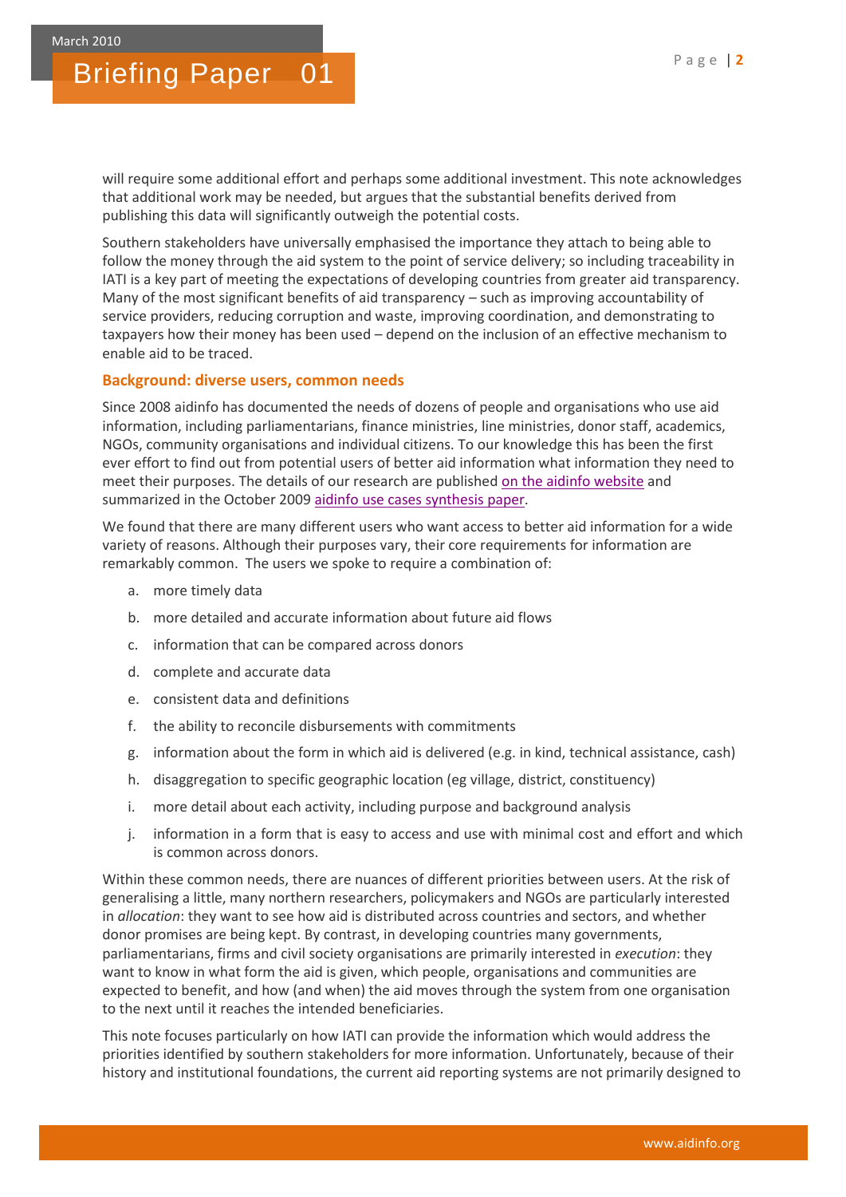will require some additional effort and perhaps some additional investment. This note acknowledges that additional work may be needed, but argues that the substantial benefits derived from publishing this data will significantly outweigh the potential costs.

Southern stakeholders have universally emphasised the importance they attach to being able to follow the money through the aid system to the point of service delivery; so including traceability in IATI is a key part of meeting the expectations of developing countries from greater aid transparency. Many of the most significant benefits of aid transparency – such as improving accountability of service providers, reducing corruption and waste, improving coordination, and demonstrating to taxpayers how their money has been used – depend on the inclusion of an effective mechanism to enable aid to be traced.

## Background: diverse users, common needs

Since 2008 aidinfo has documented the needs of dozens of people and organisations who use aid information, including parliamentarians, finance ministries, line ministries, donor staff, academics, NGOs, community organisations and individual citizens. To our knowledge this has been the first ever effort to find out from potential users of better aid information what information they need to meet their purposes. The details of our research are published on the aidinfo website and summarized in the October 2009 aidinfo use cases synthesis paper.

We found that there are many different users who want access to better aid information for a wide variety of reasons. Although their purposes vary, their core requirements for information are remarkably common. The users we spoke to require a combination of:

a. more timely data
b. more detailed and accurate information about future aid flows
c. information that can be compared across donors
d. complete and accurate data
e. consistent data and definitions
f. the ability to reconcile disbursements with commitments
g. information about the form in which aid is delivered (e.g. in kind, technical assistance, cash)
h. disaggregation to specific geographic location (eg village, district, constituency)
i. more detail about each activity, including purpose and background analysis
j. information in a form that is easy to access and use with minimal cost and effort and which is common across donors.

Within these common needs, there are nuances of different priorities between users. At the risk of generalising a little, many northern researchers, policymakers and NGOs are particularly interested in *allocation*: they want to see how aid is distributed across countries and sectors, and whether donor promises are being kept. By contrast, in developing countries many governments, parliamentarians, firms and civil society organisations are primarily interested in *execution*: they want to know in what form the aid is given, which people, organisations and communities are expected to benefit, and how (and when) the aid moves through the system from one organisation to the next until it reaches the intended beneficiaries.

This note focuses particularly on how IATI can provide the information which would address the priorities identified by southern stakeholders for more information. Unfortunately, because of their history and institutional foundations, the current aid reporting systems are not primarily designed to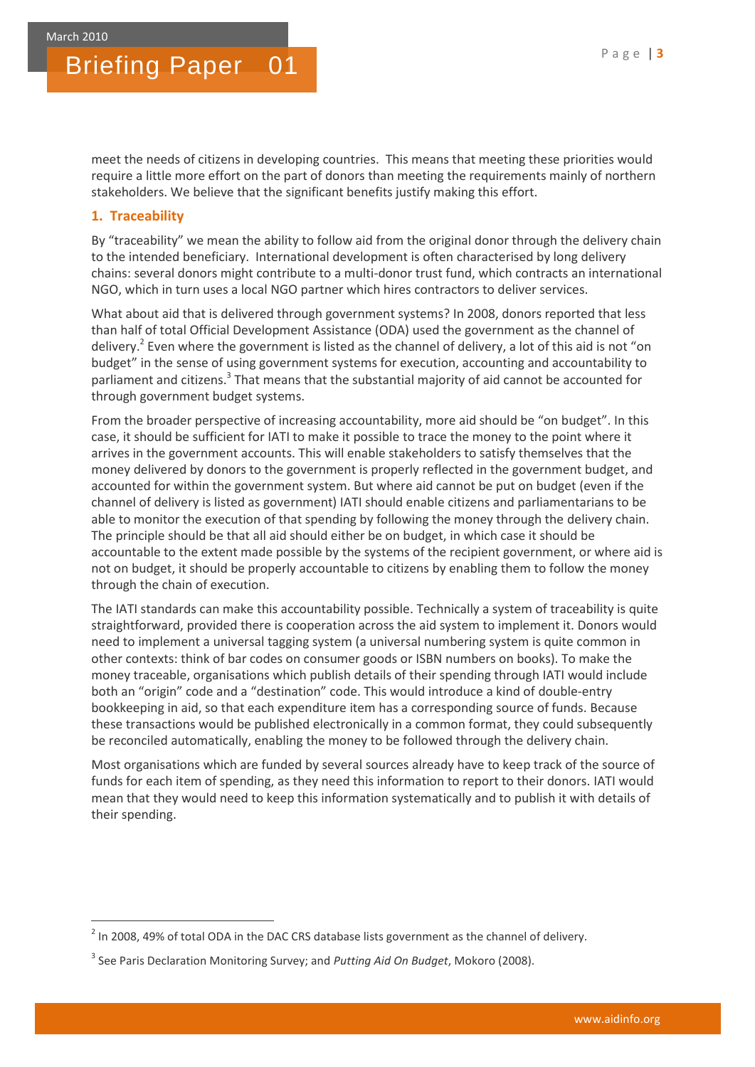meet the needs of citizens in developing countries. This means that meeting these priorities would require a little more effort on the part of donors than meeting the requirements mainly of northern stakeholders. We believe that the significant benefits justify making this effort.

## 1. Traceability

By "traceability" we mean the ability to follow aid from the original donor through the delivery chain to the intended beneficiary. International development is often characterised by long delivery chains: several donors might contribute to a multi-donor trust fund, which contracts an international NGO, which in turn uses a local NGO partner which hires contractors to deliver services.

What about aid that is delivered through government systems? In 2008, donors reported that less than half of total Official Development Assistance (ODA) used the government as the channel of delivery.[2] Even where the government is listed as the channel of delivery, a lot of this aid is not "on budget" in the sense of using government systems for execution, accounting and accountability to parliament and citizens.[3] That means that the substantial majority of aid cannot be accounted for through government budget systems.

From the broader perspective of increasing accountability, more aid should be "on budget". In this case, it should be sufficient for IATI to make it possible to trace the money to the point where it arrives in the government accounts. This will enable stakeholders to satisfy themselves that the money delivered by donors to the government is properly reflected in the government budget, and accounted for within the government system. But where aid cannot be put on budget (even if the channel of delivery is listed as government) IATI should enable citizens and parliamentarians to be able to monitor the execution of that spending by following the money through the delivery chain. The principle should be that all aid should either be on budget, in which case it should be accountable to the extent made possible by the systems of the recipient government, or where aid is not on budget, it should be properly accountable to citizens by enabling them to follow the money through the chain of execution.

The IATI standards can make this accountability possible. Technically a system of traceability is quite straightforward, provided there is cooperation across the aid system to implement it. Donors would need to implement a universal tagging system (a universal numbering system is quite common in other contexts: think of bar codes on consumer goods or ISBN numbers on books). To make the money traceable, organisations which publish details of their spending through IATI would include both an "origin" code and a "destination" code. This would introduce a kind of double-entry bookkeeping in aid, so that each expenditure item has a corresponding source of funds. Because these transactions would be published electronically in a common format, they could subsequently be reconciled automatically, enabling the money to be followed through the delivery chain.

Most organisations which are funded by several sources already have to keep track of the source of funds for each item of spending, as they need this information to report to their donors. IATI would mean that they would need to keep this information systematically and to publish it with details of their spending.

---

[2] In 2008, 49% of total ODA in the DAC CRS database lists government as the channel of delivery.

[3] See Paris Declaration Monitoring Survey; and *Putting Aid On Budget*, Mokoro (2008).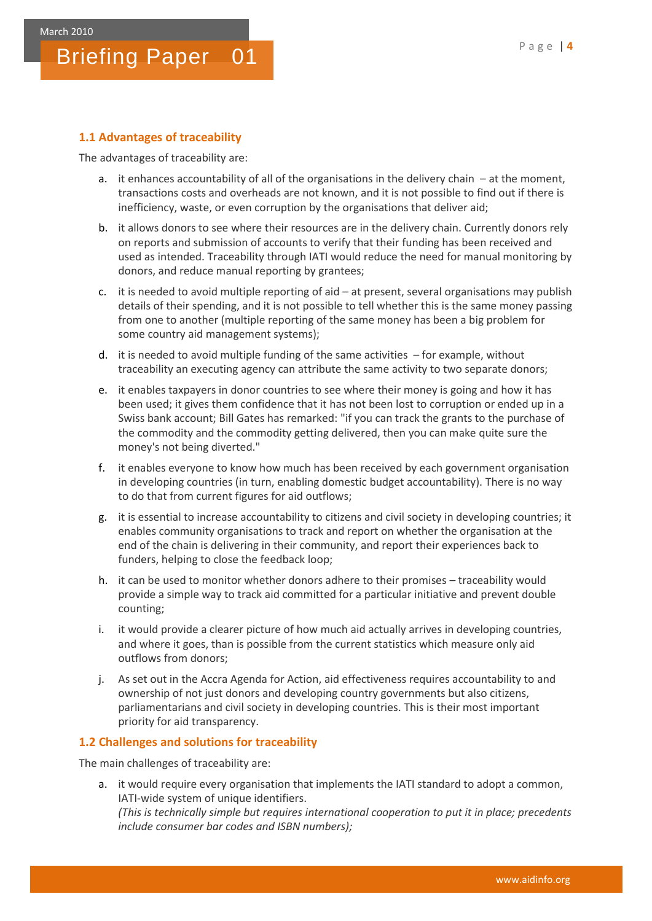### 1.1 Advantages of traceability

The advantages of traceability are:

a. it enhances accountability of all of the organisations in the delivery chain – at the moment, transactions costs and overheads are not known, and it is not possible to find out if there is inefficiency, waste, or even corruption by the organisations that deliver aid;

b. it allows donors to see where their resources are in the delivery chain. Currently donors rely on reports and submission of accounts to verify that their funding has been received and used as intended. Traceability through IATI would reduce the need for manual monitoring by donors, and reduce manual reporting by grantees;

c. it is needed to avoid multiple reporting of aid – at present, several organisations may publish details of their spending, and it is not possible to tell whether this is the same money passing from one to another (multiple reporting of the same money has been a big problem for some country aid management systems);

d. it is needed to avoid multiple funding of the same activities – for example, without traceability an executing agency can attribute the same activity to two separate donors;

e. it enables taxpayers in donor countries to see where their money is going and how it has been used; it gives them confidence that it has not been lost to corruption or ended up in a Swiss bank account; Bill Gates has remarked: "if you can track the grants to the purchase of the commodity and the commodity getting delivered, then you can make quite sure the money's not being diverted."

f. it enables everyone to know how much has been received by each government organisation in developing countries (in turn, enabling domestic budget accountability). There is no way to do that from current figures for aid outflows;

g. it is essential to increase accountability to citizens and civil society in developing countries; it enables community organisations to track and report on whether the organisation at the end of the chain is delivering in their community, and report their experiences back to funders, helping to close the feedback loop;

h. it can be used to monitor whether donors adhere to their promises – traceability would provide a simple way to track aid committed for a particular initiative and prevent double counting;

i. it would provide a clearer picture of how much aid actually arrives in developing countries, and where it goes, than is possible from the current statistics which measure only aid outflows from donors;

j. As set out in the Accra Agenda for Action, aid effectiveness requires accountability to and ownership of not just donors and developing country governments but also citizens, parliamentarians and civil society in developing countries. This is their most important priority for aid transparency.

### 1.2 Challenges and solutions for traceability

The main challenges of traceability are:

a. it would require every organisation that implements the IATI standard to adopt a common, IATI-wide system of unique identifiers.
*(This is technically simple but requires international cooperation to put it in place; precedents include consumer bar codes and ISBN numbers);*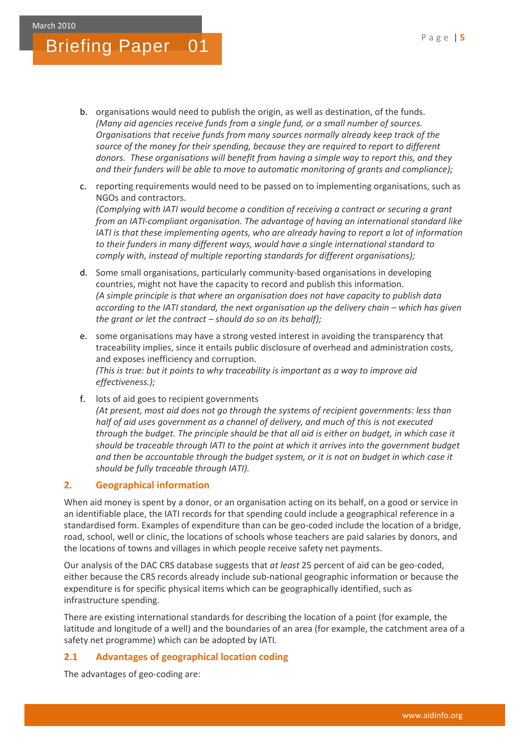b. organisations would need to publish the origin, as well as destination, of the funds.
   *(Many aid agencies receive funds from a single fund, or a small number of sources. Organisations that receive funds from many sources normally already keep track of the source of the money for their spending, because they are required to report to different donors. These organisations will benefit from having a simple way to report this, and they and their funders will be able to move to automatic monitoring of grants and compliance);*

c. reporting requirements would need to be passed on to implementing organisations, such as NGOs and contractors.
   *(Complying with IATI would become a condition of receiving a contract or securing a grant from an IATI-compliant organisation. The advantage of having an international standard like IATI is that these implementing agents, who are already having to report a lot of information to their funders in many different ways, would have a single international standard to comply with, instead of multiple reporting standards for different organisations);*

d. Some small organisations, particularly community-based organisations in developing countries, might not have the capacity to record and publish this information.
   *(A simple principle is that where an organisation does not have capacity to publish data according to the IATI standard, the next organisation up the delivery chain – which has given the grant or let the contract – should do so on its behalf);*

e. some organisations may have a strong vested interest in avoiding the transparency that traceability implies, since it entails public disclosure of overhead and administration costs, and exposes inefficiency and corruption.
   *(This is true: but it points to why traceability is important as a way to improve aid effectiveness.);*

f. lots of aid goes to recipient governments
   *(At present, most aid does not go through the systems of recipient governments: less than half of aid uses government as a channel of delivery, and much of this is not executed through the budget. The principle should be that all aid is either on budget, in which case it should be traceable through IATI to the point at which it arrives into the government budget and then be accountable through the budget system, or it is not on budget in which case it should be fully traceable through IATI).*

## 2. Geographical information

When aid money is spent by a donor, or an organisation acting on its behalf, on a good or service in an identifiable place, the IATI records for that spending could include a geographical reference in a standardised form. Examples of expenditure than can be geo-coded include the location of a bridge, road, school, well or clinic, the locations of schools whose teachers are paid salaries by donors, and the locations of towns and villages in which people receive safety net payments.

Our analysis of the DAC CRS database suggests that *at least* 25 percent of aid can be geo-coded, either because the CRS records already include sub-national geographic information or because the expenditure is for specific physical items which can be geographically identified, such as infrastructure spending.

There are existing international standards for describing the location of a point (for example, the latitude and longitude of a well) and the boundaries of an area (for example, the catchment area of a safety net programme) which can be adopted by IATI.

### 2.1 Advantages of geographical location coding

The advantages of geo-coding are: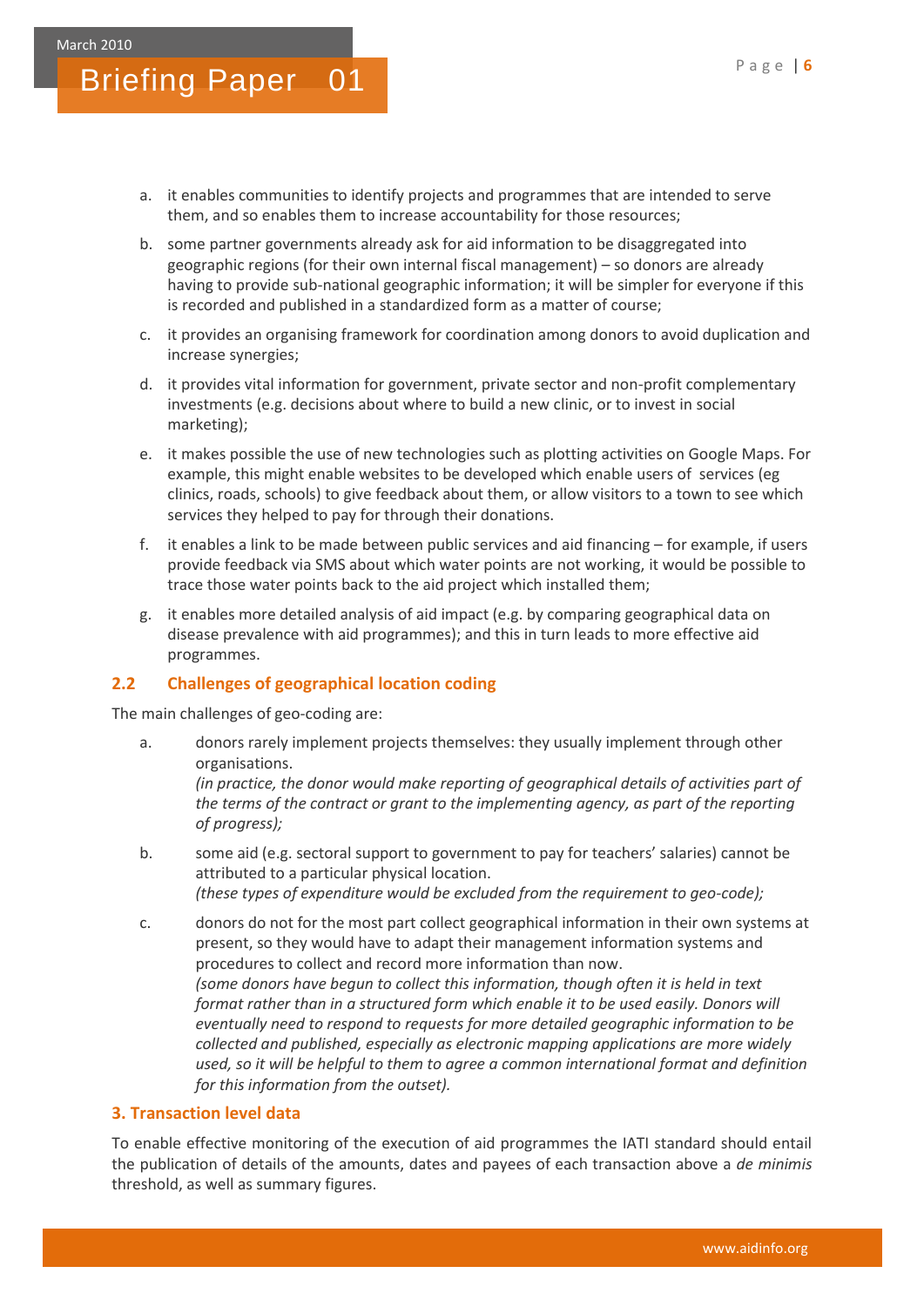a. it enables communities to identify projects and programmes that are intended to serve them, and so enables them to increase accountability for those resources;

b. some partner governments already ask for aid information to be disaggregated into geographic regions (for their own internal fiscal management) – so donors are already having to provide sub-national geographic information; it will be simpler for everyone if this is recorded and published in a standardized form as a matter of course;

c. it provides an organising framework for coordination among donors to avoid duplication and increase synergies;

d. it provides vital information for government, private sector and non-profit complementary investments (e.g. decisions about where to build a new clinic, or to invest in social marketing);

e. it makes possible the use of new technologies such as plotting activities on Google Maps. For example, this might enable websites to be developed which enable users of services (eg clinics, roads, schools) to give feedback about them, or allow visitors to a town to see which services they helped to pay for through their donations.

f. it enables a link to be made between public services and aid financing – for example, if users provide feedback via SMS about which water points are not working, it would be possible to trace those water points back to the aid project which installed them;

g. it enables more detailed analysis of aid impact (e.g. by comparing geographical data on disease prevalence with aid programmes); and this in turn leads to more effective aid programmes.

### 2.2 Challenges of geographical location coding

The main challenges of geo-coding are:

a. donors rarely implement projects themselves: they usually implement through other organisations.
*(in practice, the donor would make reporting of geographical details of activities part of the terms of the contract or grant to the implementing agency, as part of the reporting of progress);*

b. some aid (e.g. sectoral support to government to pay for teachers' salaries) cannot be attributed to a particular physical location.
*(these types of expenditure would be excluded from the requirement to geo-code);*

c. donors do not for the most part collect geographical information in their own systems at present, so they would have to adapt their management information systems and procedures to collect and record more information than now.
*(some donors have begun to collect this information, though often it is held in text format rather than in a structured form which enable it to be used easily. Donors will eventually need to respond to requests for more detailed geographic information to be collected and published, especially as electronic mapping applications are more widely used, so it will be helpful to them to agree a common international format and definition for this information from the outset).*

## 3. Transaction level data

To enable effective monitoring of the execution of aid programmes the IATI standard should entail the publication of details of the amounts, dates and payees of each transaction above a *de minimis* threshold, as well as summary figures.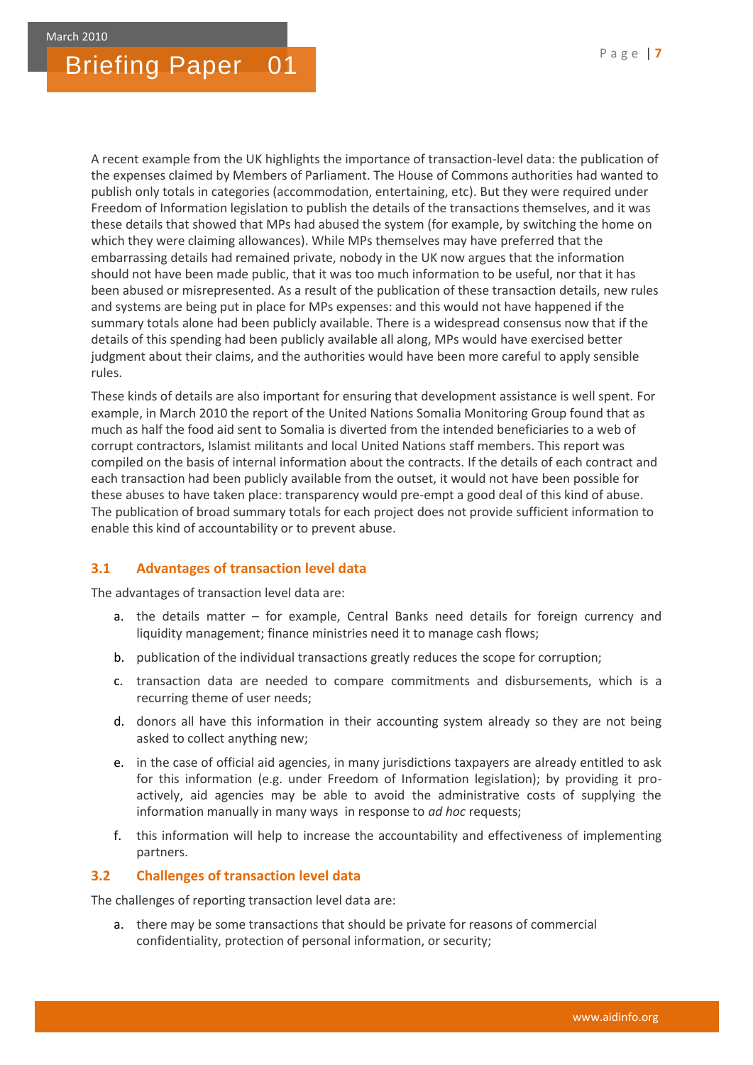A recent example from the UK highlights the importance of transaction-level data: the publication of the expenses claimed by Members of Parliament. The House of Commons authorities had wanted to publish only totals in categories (accommodation, entertaining, etc). But they were required under Freedom of Information legislation to publish the details of the transactions themselves, and it was these details that showed that MPs had abused the system (for example, by switching the home on which they were claiming allowances). While MPs themselves may have preferred that the embarrassing details had remained private, nobody in the UK now argues that the information should not have been made public, that it was too much information to be useful, nor that it has been abused or misrepresented. As a result of the publication of these transaction details, new rules and systems are being put in place for MPs expenses: and this would not have happened if the summary totals alone had been publicly available. There is a widespread consensus now that if the details of this spending had been publicly available all along, MPs would have exercised better judgment about their claims, and the authorities would have been more careful to apply sensible rules.

These kinds of details are also important for ensuring that development assistance is well spent. For example, in March 2010 the report of the United Nations Somalia Monitoring Group found that as much as half the food aid sent to Somalia is diverted from the intended beneficiaries to a web of corrupt contractors, Islamist militants and local United Nations staff members. This report was compiled on the basis of internal information about the contracts. If the details of each contract and each transaction had been publicly available from the outset, it would not have been possible for these abuses to have taken place: transparency would pre-empt a good deal of this kind of abuse. The publication of broad summary totals for each project does not provide sufficient information to enable this kind of accountability or to prevent abuse.

### 3.1 Advantages of transaction level data

The advantages of transaction level data are:

a. the details matter – for example, Central Banks need details for foreign currency and liquidity management; finance ministries need it to manage cash flows;

b. publication of the individual transactions greatly reduces the scope for corruption;

c. transaction data are needed to compare commitments and disbursements, which is a recurring theme of user needs;

d. donors all have this information in their accounting system already so they are not being asked to collect anything new;

e. in the case of official aid agencies, in many jurisdictions taxpayers are already entitled to ask for this information (e.g. under Freedom of Information legislation); by providing it pro-actively, aid agencies may be able to avoid the administrative costs of supplying the information manually in many ways in response to *ad hoc* requests;

f. this information will help to increase the accountability and effectiveness of implementing partners.

### 3.2 Challenges of transaction level data

The challenges of reporting transaction level data are:

a. there may be some transactions that should be private for reasons of commercial confidentiality, protection of personal information, or security;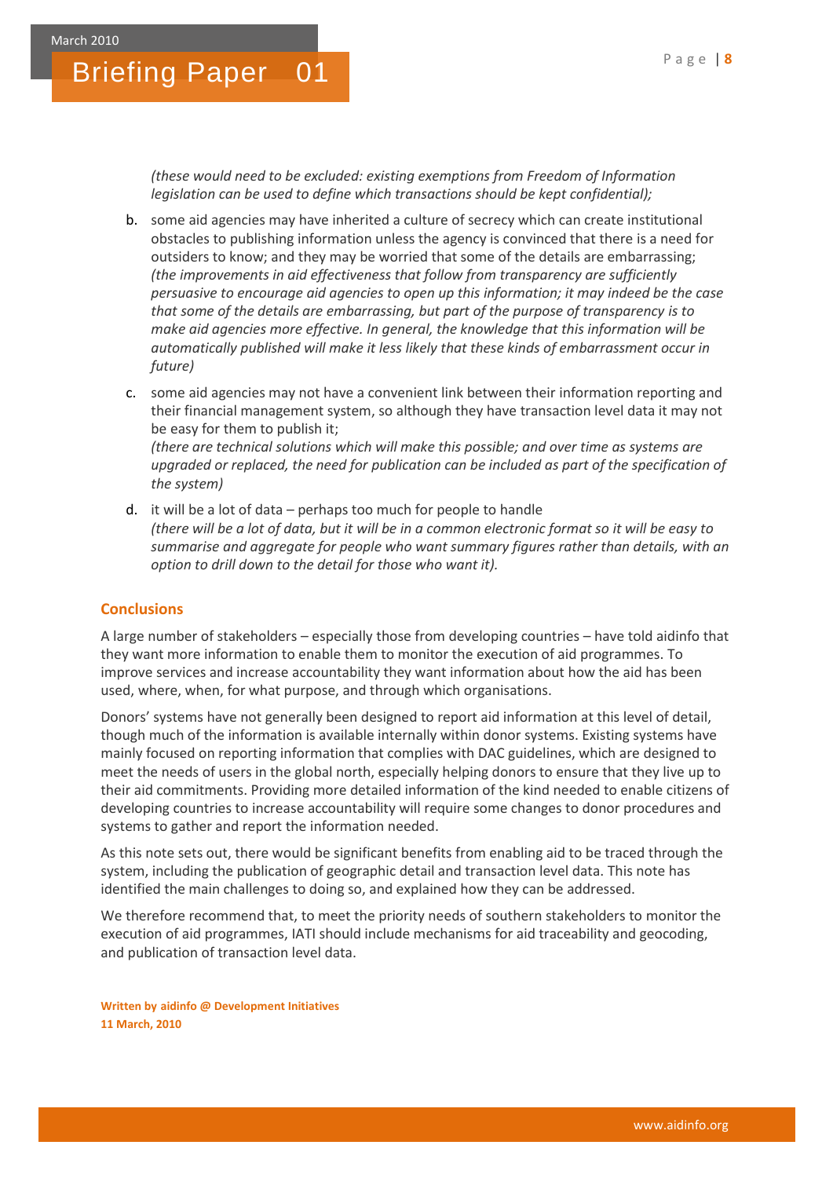*(these would need to be excluded: existing exemptions from Freedom of Information legislation can be used to define which transactions should be kept confidential);*

b. some aid agencies may have inherited a culture of secrecy which can create institutional obstacles to publishing information unless the agency is convinced that there is a need for outsiders to know; and they may be worried that some of the details are embarrassing;
*(the improvements in aid effectiveness that follow from transparency are sufficiently persuasive to encourage aid agencies to open up this information; it may indeed be the case that some of the details are embarrassing, but part of the purpose of transparency is to make aid agencies more effective. In general, the knowledge that this information will be automatically published will make it less likely that these kinds of embarrassment occur in future)*

c. some aid agencies may not have a convenient link between their information reporting and their financial management system, so although they have transaction level data it may not be easy for them to publish it;
*(there are technical solutions which will make this possible; and over time as systems are upgraded or replaced, the need for publication can be included as part of the specification of the system)*

d. it will be a lot of data – perhaps too much for people to handle
*(there will be a lot of data, but it will be in a common electronic format so it will be easy to summarise and aggregate for people who want summary figures rather than details, with an option to drill down to the detail for those who want it).*

## Conclusions

A large number of stakeholders – especially those from developing countries – have told aidinfo that they want more information to enable them to monitor the execution of aid programmes. To improve services and increase accountability they want information about how the aid has been used, where, when, for what purpose, and through which organisations.

Donors' systems have not generally been designed to report aid information at this level of detail, though much of the information is available internally within donor systems. Existing systems have mainly focused on reporting information that complies with DAC guidelines, which are designed to meet the needs of users in the global north, especially helping donors to ensure that they live up to their aid commitments. Providing more detailed information of the kind needed to enable citizens of developing countries to increase accountability will require some changes to donor procedures and systems to gather and report the information needed.

As this note sets out, there would be significant benefits from enabling aid to be traced through the system, including the publication of geographic detail and transaction level data. This note has identified the main challenges to doing so, and explained how they can be addressed.

We therefore recommend that, to meet the priority needs of southern stakeholders to monitor the execution of aid programmes, IATI should include mechanisms for aid traceability and geocoding, and publication of transaction level data.

**Written by aidinfo @ Development Initiatives**
**11 March, 2010**